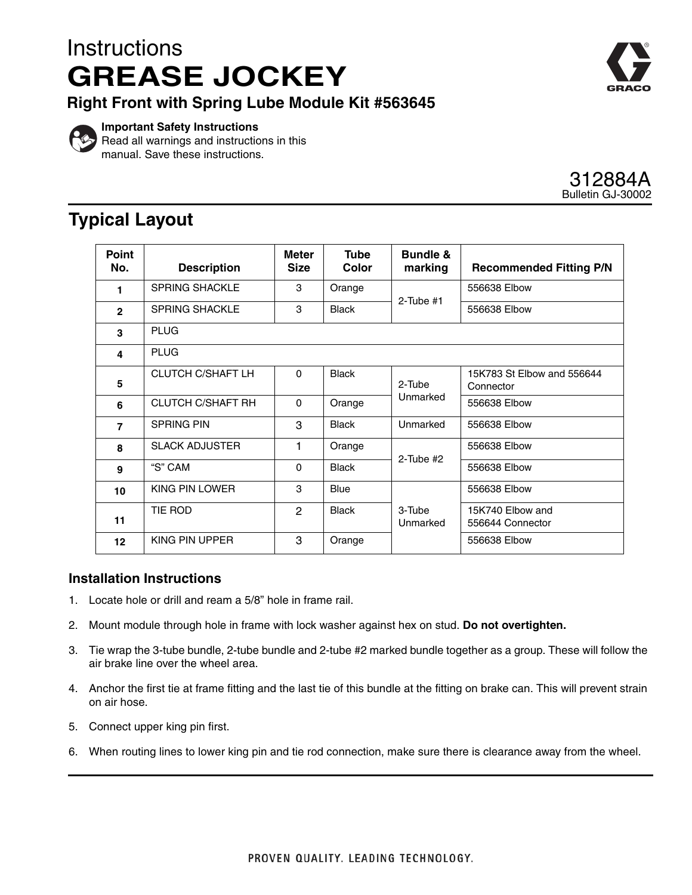Instructions

# GREASE JOCKEY

### Right Front with Spring Lube Module Kit #563645

**Important Safety Instructions**
Read all warnings and instructions in this manual. Save these instructions.

312884A
Bulletin GJ-30002

## Typical Layout

| Point No. | Description | Meter Size | Tube Color | Bundle & marking | Recommended Fitting P/N |
|---|---|---|---|---|---|
| 1 | SPRING SHACKLE | 3 | Orange | 2-Tube #1 | 556638 Elbow |
| 2 | SPRING SHACKLE | 3 | Black | | 556638 Elbow |
| 3 | PLUG | | | | |
| 4 | PLUG | | | | |
| 5 | CLUTCH C/SHAFT LH | 0 | Black | 2-Tube Unmarked | 15K783 St Elbow and 556644 Connector |
| 6 | CLUTCH C/SHAFT RH | 0 | Orange | | 556638 Elbow |
| 7 | SPRING PIN | 3 | Black | Unmarked | 556638 Elbow |
| 8 | SLACK ADJUSTER | 1 | Orange | 2-Tube #2 | 556638 Elbow |
| 9 | "S" CAM | 0 | Black | | 556638 Elbow |
| 10 | KING PIN LOWER | 3 | Blue | 3-Tube Unmarked | 556638 Elbow |
| 11 | TIE ROD | 2 | Black | | 15K740 Elbow and 556644 Connector |
| 12 | KING PIN UPPER | 3 | Orange | | 556638 Elbow |

### Installation Instructions

1. Locate hole or drill and ream a 5/8" hole in frame rail.
2. Mount module through hole in frame with lock washer against hex on stud. **Do not overtighten.**
3. Tie wrap the 3-tube bundle, 2-tube bundle and 2-tube #2 marked bundle together as a group. These will follow the air brake line over the wheel area.
4. Anchor the first tie at frame fitting and the last tie of this bundle at the fitting on brake can. This will prevent strain on air hose.
5. Connect upper king pin first.
6. When routing lines to lower king pin and tie rod connection, make sure there is clearance away from the wheel.

PROVEN QUALITY. LEADING TECHNOLOGY.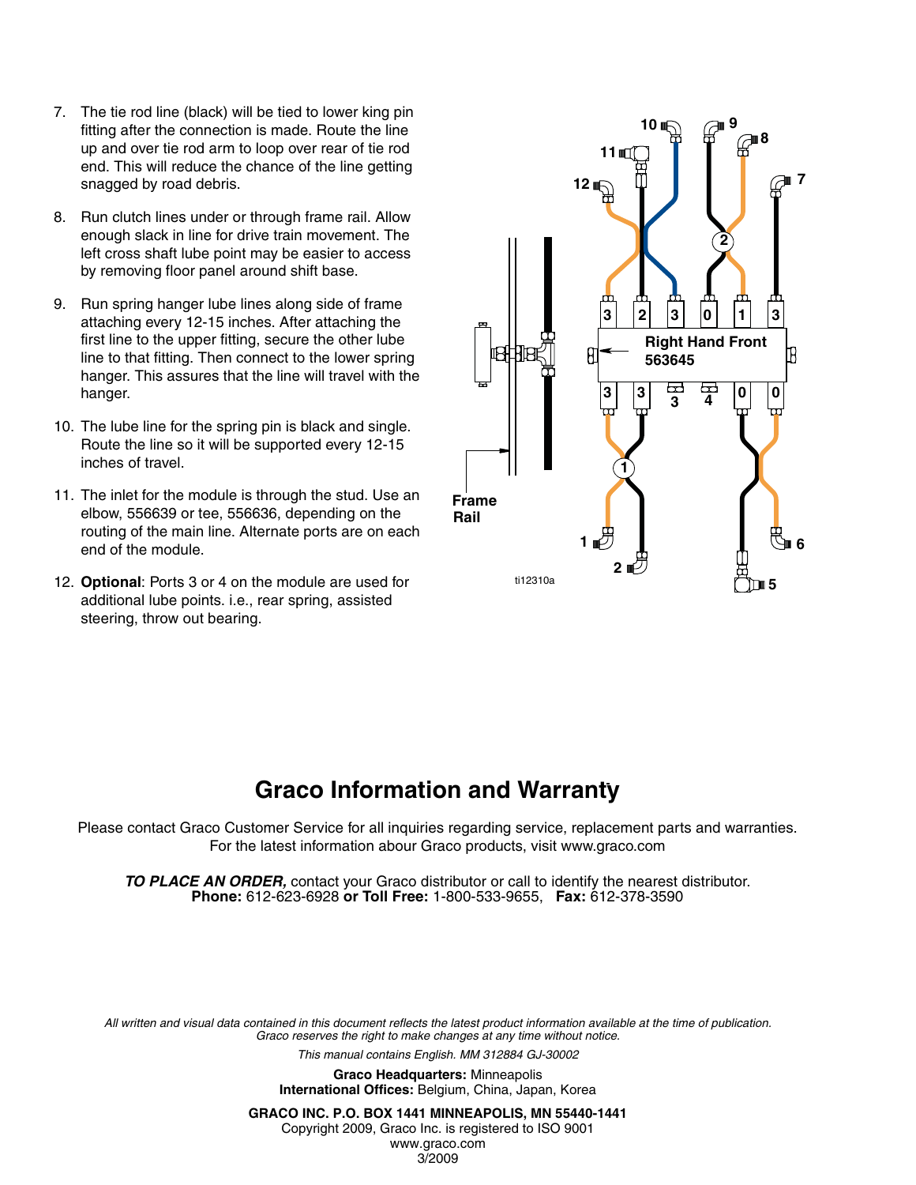7. The tie rod line (black) will be tied to lower king pin fitting after the connection is made. Route the line up and over tie rod arm to loop over rear of tie rod end. This will reduce the chance of the line getting snagged by road debris.

8. Run clutch lines under or through frame rail. Allow enough slack in line for drive train movement. The left cross shaft lube point may be easier to access by removing floor panel around shift base.

9. Run spring hanger lube lines along side of frame attaching every 12-15 inches. After attaching the first line to the upper fitting, secure the other lube line to that fitting. Then connect to the lower spring hanger. This assures that the line will travel with the hanger.

10. The lube line for the spring pin is black and single. Route the line so it will be supported every 12-15 inches of travel.

11. The inlet for the module is through the stud. Use an elbow, 556639 or tee, 556636, depending on the routing of the main line. Alternate ports are on each end of the module.

12. **Optional**: Ports 3 or 4 on the module are used for additional lube points. i.e., rear spring, assisted steering, throw out bearing.

Right Hand Front
563645

Frame Rail

ti12310a

## Graco Information and Warranty

Please contact Graco Customer Service for all inquiries regarding service, replacement parts and warranties. For the latest information abour Graco products, visit www.graco.com

***TO PLACE AN ORDER,*** contact your Graco distributor or call to identify the nearest distributor.
**Phone:** 612-623-6928 **or Toll Free:** 1-800-533-9655, **Fax:** 612-378-3590

*All written and visual data contained in this document reflects the latest product information available at the time of publication. Graco reserves the right to make changes at any time without notice.*

*This manual contains English. MM 312884 GJ-30002*

**Graco Headquarters:** Minneapolis
**International Offices:** Belgium, China, Japan, Korea

**GRACO INC. P.O. BOX 1441 MINNEAPOLIS, MN 55440-1441**
Copyright 2009, Graco Inc. is registered to ISO 9001
www.graco.com
3/2009